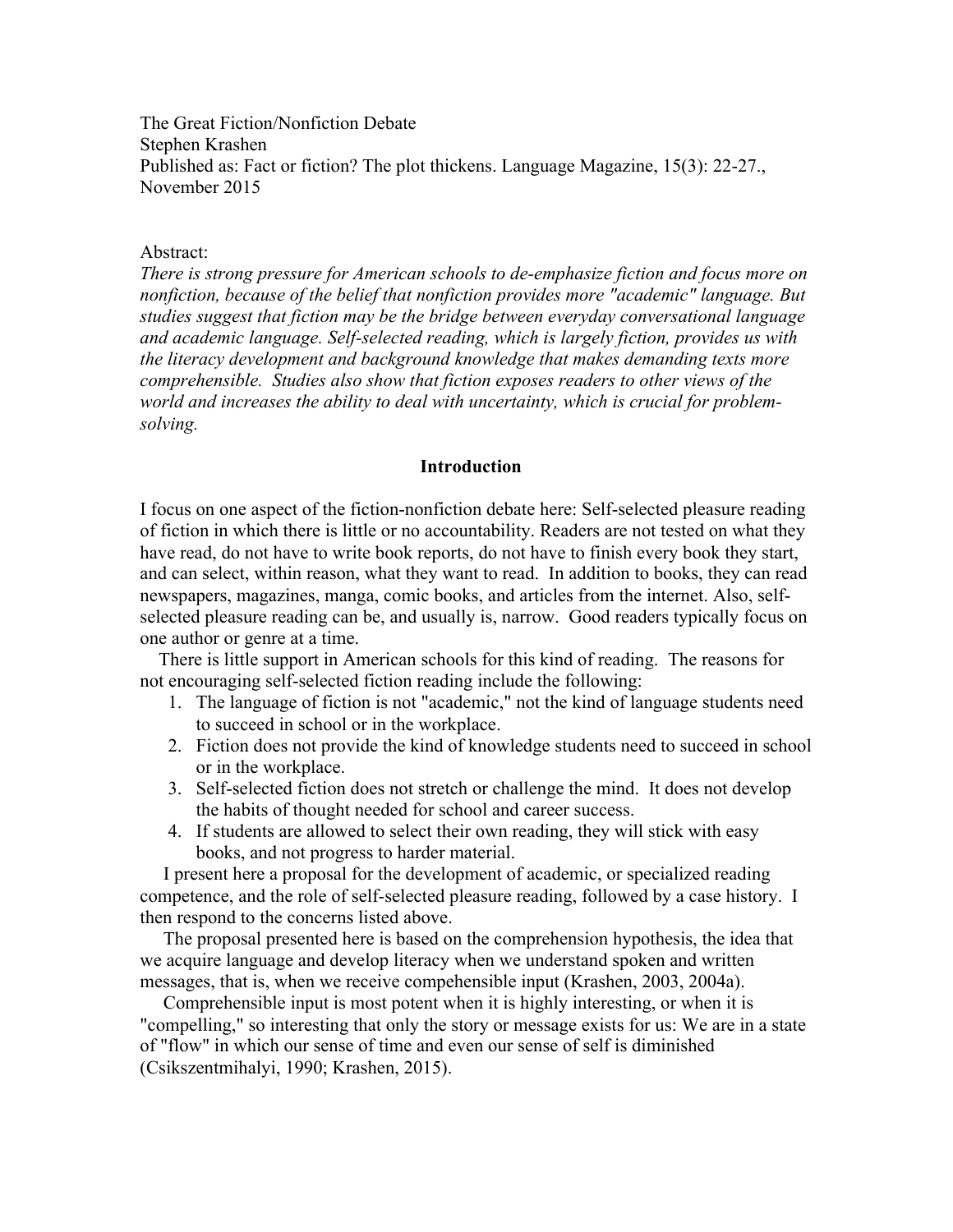The Great Fiction/Nonfiction Debate
Stephen Krashen
Published as: Fact or fiction? The plot thickens. Language Magazine, 15(3): 22-27., November 2015

Abstract:
*There is strong pressure for American schools to de-emphasize fiction and focus more on nonfiction, because of the belief that nonfiction provides more "academic" language. But studies suggest that fiction may be the bridge between everyday conversational language and academic language. Self-selected reading, which is largely fiction, provides us with the literacy development and background knowledge that makes demanding texts more comprehensible. Studies also show that fiction exposes readers to other views of the world and increases the ability to deal with uncertainty, which is crucial for problem-solving.*

## Introduction

I focus on one aspect of the fiction-nonfiction debate here: Self-selected pleasure reading of fiction in which there is little or no accountability. Readers are not tested on what they have read, do not have to write book reports, do not have to finish every book they start, and can select, within reason, what they want to read. In addition to books, they can read newspapers, magazines, manga, comic books, and articles from the internet. Also, self-selected pleasure reading can be, and usually is, narrow. Good readers typically focus on one author or genre at a time.

There is little support in American schools for this kind of reading. The reasons for not encouraging self-selected fiction reading include the following:

1. The language of fiction is not "academic," not the kind of language students need to succeed in school or in the workplace.
2. Fiction does not provide the kind of knowledge students need to succeed in school or in the workplace.
3. Self-selected fiction does not stretch or challenge the mind. It does not develop the habits of thought needed for school and career success.
4. If students are allowed to select their own reading, they will stick with easy books, and not progress to harder material.

I present here a proposal for the development of academic, or specialized reading competence, and the role of self-selected pleasure reading, followed by a case history. I then respond to the concerns listed above.

The proposal presented here is based on the comprehension hypothesis, the idea that we acquire language and develop literacy when we understand spoken and written messages, that is, when we receive compehensible input (Krashen, 2003, 2004a).

Comprehensible input is most potent when it is highly interesting, or when it is "compelling," so interesting that only the story or message exists for us: We are in a state of "flow" in which our sense of time and even our sense of self is diminished (Csikszentmihalyi, 1990; Krashen, 2015).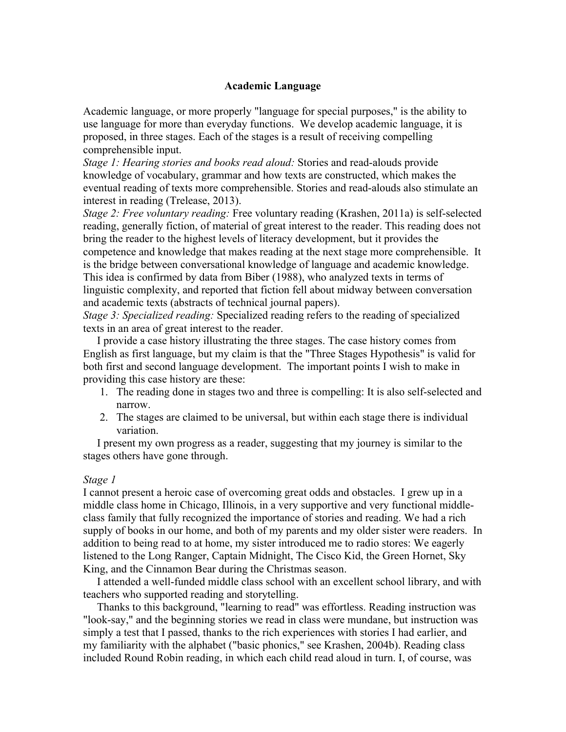**Academic Language**

Academic language, or more properly "language for special purposes," is the ability to use language for more than everyday functions. We develop academic language, it is proposed, in three stages. Each of the stages is a result of receiving compelling comprehensible input.

*Stage 1: Hearing stories and books read aloud:* Stories and read-alouds provide knowledge of vocabulary, grammar and how texts are constructed, which makes the eventual reading of texts more comprehensible. Stories and read-alouds also stimulate an interest in reading (Trelease, 2013).

*Stage 2: Free voluntary reading:* Free voluntary reading (Krashen, 2011a) is self-selected reading, generally fiction, of material of great interest to the reader. This reading does not bring the reader to the highest levels of literacy development, but it provides the competence and knowledge that makes reading at the next stage more comprehensible. It is the bridge between conversational knowledge of language and academic knowledge. This idea is confirmed by data from Biber (1988), who analyzed texts in terms of linguistic complexity, and reported that fiction fell about midway between conversation and academic texts (abstracts of technical journal papers).

*Stage 3: Specialized reading:* Specialized reading refers to the reading of specialized texts in an area of great interest to the reader.

I provide a case history illustrating the three stages. The case history comes from English as first language, but my claim is that the "Three Stages Hypothesis" is valid for both first and second language development. The important points I wish to make in providing this case history are these:

1. The reading done in stages two and three is compelling: It is also self-selected and narrow.
2. The stages are claimed to be universal, but within each stage there is individual variation.

I present my own progress as a reader, suggesting that my journey is similar to the stages others have gone through.

*Stage 1*

I cannot present a heroic case of overcoming great odds and obstacles. I grew up in a middle class home in Chicago, Illinois, in a very supportive and very functional middle-class family that fully recognized the importance of stories and reading. We had a rich supply of books in our home, and both of my parents and my older sister were readers. In addition to being read to at home, my sister introduced me to radio stores: We eagerly listened to the Long Ranger, Captain Midnight, The Cisco Kid, the Green Hornet, Sky King, and the Cinnamon Bear during the Christmas season.

I attended a well-funded middle class school with an excellent school library, and with teachers who supported reading and storytelling.

Thanks to this background, "learning to read" was effortless. Reading instruction was "look-say," and the beginning stories we read in class were mundane, but instruction was simply a test that I passed, thanks to the rich experiences with stories I had earlier, and my familiarity with the alphabet ("basic phonics," see Krashen, 2004b). Reading class included Round Robin reading, in which each child read aloud in turn. I, of course, was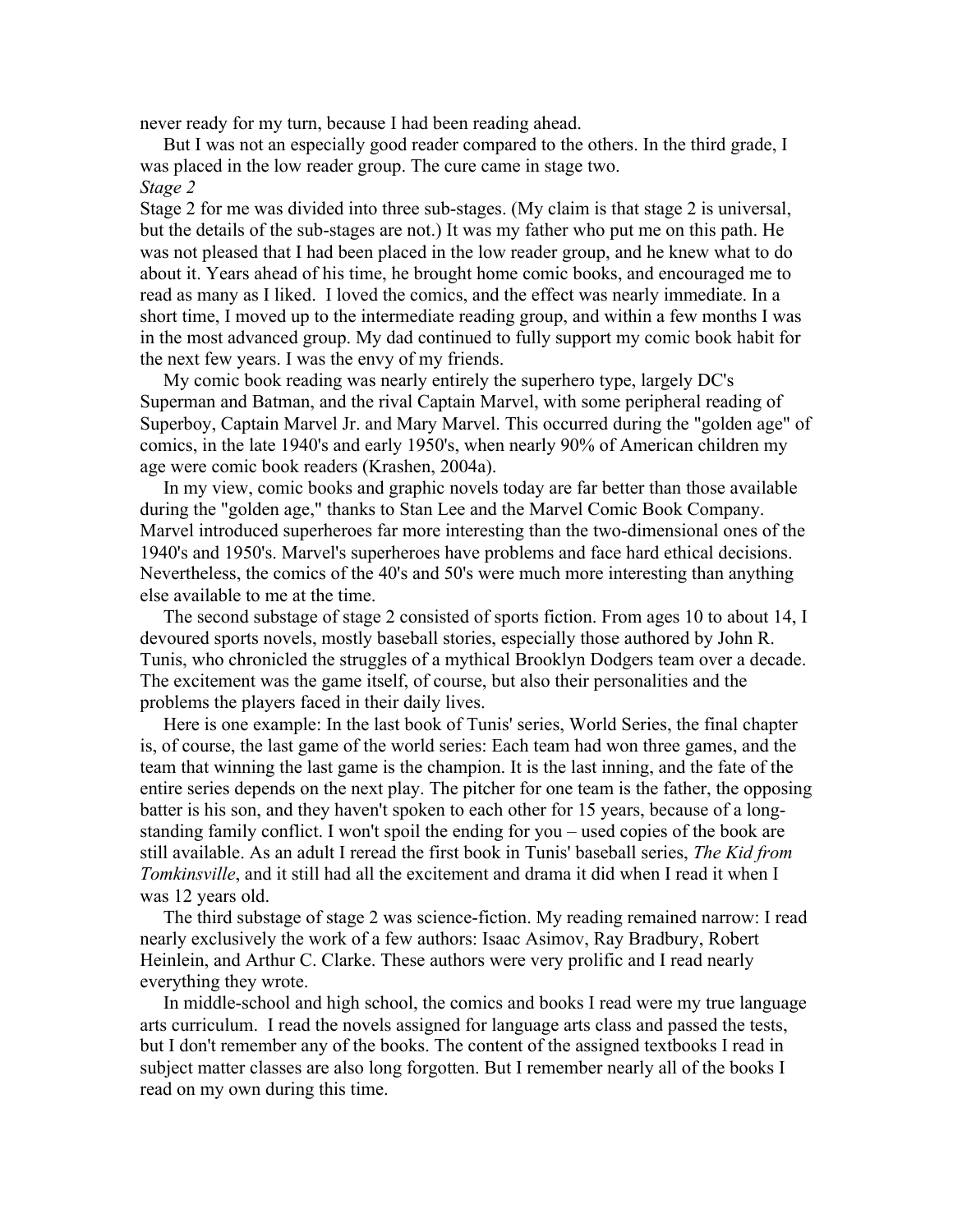never ready for my turn, because I had been reading ahead.

But I was not an especially good reader compared to the others. In the third grade, I was placed in the low reader group. The cure came in stage two.

*Stage 2*

Stage 2 for me was divided into three sub-stages. (My claim is that stage 2 is universal, but the details of the sub-stages are not.) It was my father who put me on this path. He was not pleased that I had been placed in the low reader group, and he knew what to do about it. Years ahead of his time, he brought home comic books, and encouraged me to read as many as I liked. I loved the comics, and the effect was nearly immediate. In a short time, I moved up to the intermediate reading group, and within a few months I was in the most advanced group. My dad continued to fully support my comic book habit for the next few years. I was the envy of my friends.

My comic book reading was nearly entirely the superhero type, largely DC's Superman and Batman, and the rival Captain Marvel, with some peripheral reading of Superboy, Captain Marvel Jr. and Mary Marvel. This occurred during the "golden age" of comics, in the late 1940's and early 1950's, when nearly 90% of American children my age were comic book readers (Krashen, 2004a).

In my view, comic books and graphic novels today are far better than those available during the "golden age," thanks to Stan Lee and the Marvel Comic Book Company. Marvel introduced superheroes far more interesting than the two-dimensional ones of the 1940's and 1950's. Marvel's superheroes have problems and face hard ethical decisions. Nevertheless, the comics of the 40's and 50's were much more interesting than anything else available to me at the time.

The second substage of stage 2 consisted of sports fiction. From ages 10 to about 14, I devoured sports novels, mostly baseball stories, especially those authored by John R. Tunis, who chronicled the struggles of a mythical Brooklyn Dodgers team over a decade. The excitement was the game itself, of course, but also their personalities and the problems the players faced in their daily lives.

Here is one example: In the last book of Tunis' series, World Series, the final chapter is, of course, the last game of the world series: Each team had won three games, and the team that winning the last game is the champion. It is the last inning, and the fate of the entire series depends on the next play. The pitcher for one team is the father, the opposing batter is his son, and they haven't spoken to each other for 15 years, because of a long-standing family conflict. I won't spoil the ending for you – used copies of the book are still available. As an adult I reread the first book in Tunis' baseball series, *The Kid from Tomkinsville*, and it still had all the excitement and drama it did when I read it when I was 12 years old.

The third substage of stage 2 was science-fiction. My reading remained narrow: I read nearly exclusively the work of a few authors: Isaac Asimov, Ray Bradbury, Robert Heinlein, and Arthur C. Clarke. These authors were very prolific and I read nearly everything they wrote.

In middle-school and high school, the comics and books I read were my true language arts curriculum. I read the novels assigned for language arts class and passed the tests, but I don't remember any of the books. The content of the assigned textbooks I read in subject matter classes are also long forgotten. But I remember nearly all of the books I read on my own during this time.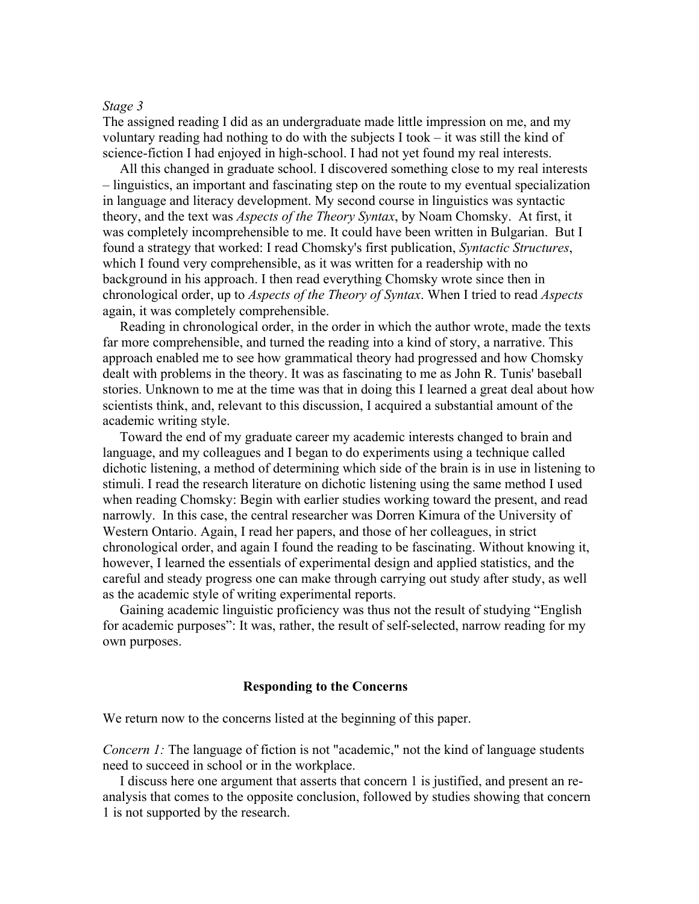*Stage 3*

The assigned reading I did as an undergraduate made little impression on me, and my voluntary reading had nothing to do with the subjects I took – it was still the kind of science-fiction I had enjoyed in high-school. I had not yet found my real interests.

All this changed in graduate school. I discovered something close to my real interests – linguistics, an important and fascinating step on the route to my eventual specialization in language and literacy development. My second course in linguistics was syntactic theory, and the text was *Aspects of the Theory Syntax*, by Noam Chomsky. At first, it was completely incomprehensible to me. It could have been written in Bulgarian. But I found a strategy that worked: I read Chomsky's first publication, *Syntactic Structures*, which I found very comprehensible, as it was written for a readership with no background in his approach. I then read everything Chomsky wrote since then in chronological order, up to *Aspects of the Theory of Syntax*. When I tried to read *Aspects* again, it was completely comprehensible.

Reading in chronological order, in the order in which the author wrote, made the texts far more comprehensible, and turned the reading into a kind of story, a narrative. This approach enabled me to see how grammatical theory had progressed and how Chomsky dealt with problems in the theory. It was as fascinating to me as John R. Tunis' baseball stories. Unknown to me at the time was that in doing this I learned a great deal about how scientists think, and, relevant to this discussion, I acquired a substantial amount of the academic writing style.

Toward the end of my graduate career my academic interests changed to brain and language, and my colleagues and I began to do experiments using a technique called dichotic listening, a method of determining which side of the brain is in use in listening to stimuli. I read the research literature on dichotic listening using the same method I used when reading Chomsky: Begin with earlier studies working toward the present, and read narrowly. In this case, the central researcher was Dorren Kimura of the University of Western Ontario. Again, I read her papers, and those of her colleagues, in strict chronological order, and again I found the reading to be fascinating. Without knowing it, however, I learned the essentials of experimental design and applied statistics, and the careful and steady progress one can make through carrying out study after study, as well as the academic style of writing experimental reports.

Gaining academic linguistic proficiency was thus not the result of studying "English for academic purposes": It was, rather, the result of self-selected, narrow reading for my own purposes.

## Responding to the Concerns

We return now to the concerns listed at the beginning of this paper.

*Concern 1:* The language of fiction is not "academic," not the kind of language students need to succeed in school or in the workplace.

I discuss here one argument that asserts that concern 1 is justified, and present an re-analysis that comes to the opposite conclusion, followed by studies showing that concern 1 is not supported by the research.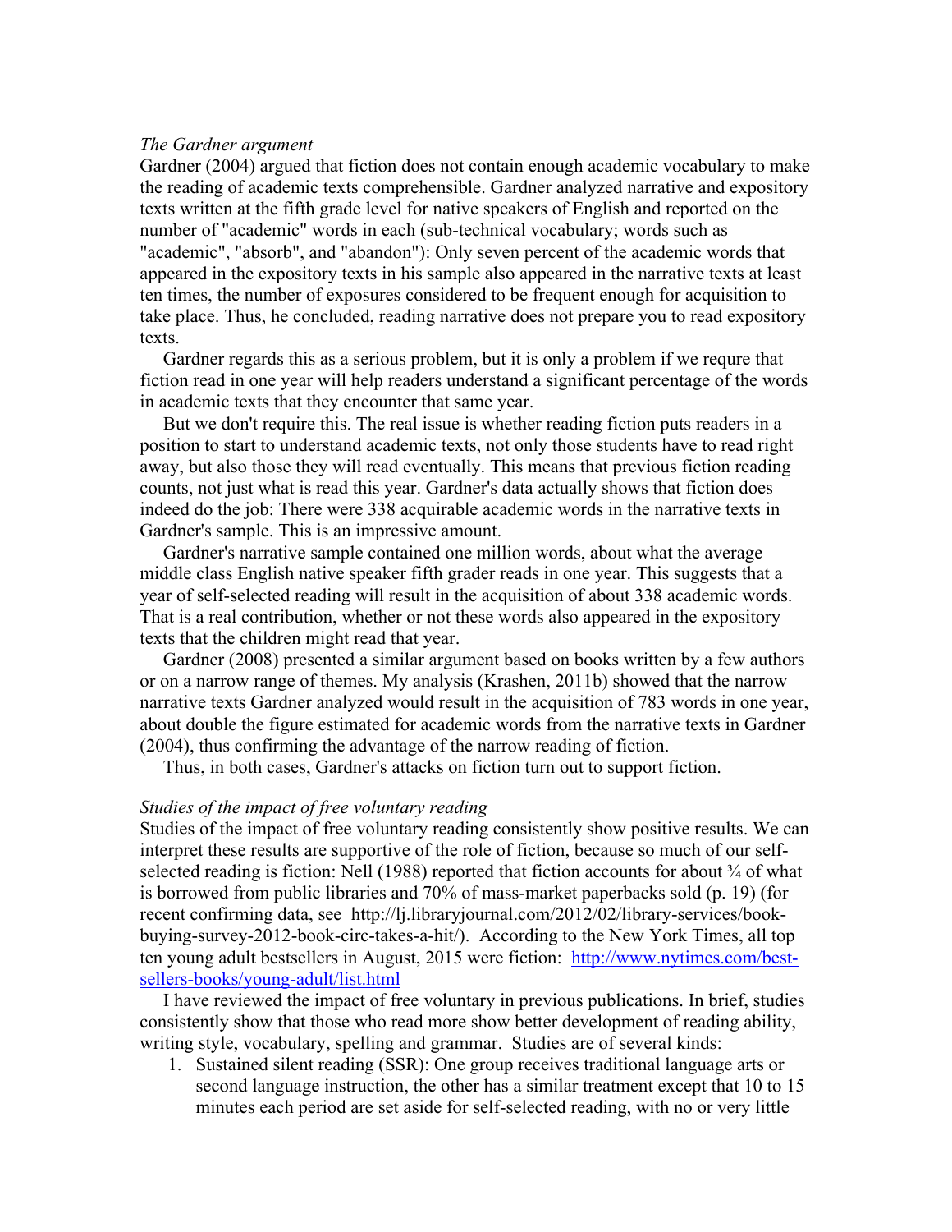*The Gardner argument*

Gardner (2004) argued that fiction does not contain enough academic vocabulary to make the reading of academic texts comprehensible. Gardner analyzed narrative and expository texts written at the fifth grade level for native speakers of English and reported on the number of "academic" words in each (sub-technical vocabulary; words such as "academic", "absorb", and "abandon"): Only seven percent of the academic words that appeared in the expository texts in his sample also appeared in the narrative texts at least ten times, the number of exposures considered to be frequent enough for acquisition to take place. Thus, he concluded, reading narrative does not prepare you to read expository texts.

Gardner regards this as a serious problem, but it is only a problem if we requre that fiction read in one year will help readers understand a significant percentage of the words in academic texts that they encounter that same year.

But we don't require this. The real issue is whether reading fiction puts readers in a position to start to understand academic texts, not only those students have to read right away, but also those they will read eventually. This means that previous fiction reading counts, not just what is read this year. Gardner's data actually shows that fiction does indeed do the job: There were 338 acquirable academic words in the narrative texts in Gardner's sample. This is an impressive amount.

Gardner's narrative sample contained one million words, about what the average middle class English native speaker fifth grader reads in one year. This suggests that a year of self-selected reading will result in the acquisition of about 338 academic words. That is a real contribution, whether or not these words also appeared in the expository texts that the children might read that year.

Gardner (2008) presented a similar argument based on books written by a few authors or on a narrow range of themes. My analysis (Krashen, 2011b) showed that the narrow narrative texts Gardner analyzed would result in the acquisition of 783 words in one year, about double the figure estimated for academic words from the narrative texts in Gardner (2004), thus confirming the advantage of the narrow reading of fiction.

Thus, in both cases, Gardner's attacks on fiction turn out to support fiction.

*Studies of the impact of free voluntary reading*

Studies of the impact of free voluntary reading consistently show positive results. We can interpret these results are supportive of the role of fiction, because so much of our self-selected reading is fiction: Nell (1988) reported that fiction accounts for about ¾ of what is borrowed from public libraries and 70% of mass-market paperbacks sold (p. 19) (for recent confirming data, see http://lj.libraryjournal.com/2012/02/library-services/book-buying-survey-2012-book-circ-takes-a-hit/). According to the New York Times, all top ten young adult bestsellers in August, 2015 were fiction: http://www.nytimes.com/best-sellers-books/young-adult/list.html

I have reviewed the impact of free voluntary in previous publications. In brief, studies consistently show that those who read more show better development of reading ability, writing style, vocabulary, spelling and grammar. Studies are of several kinds:

1. Sustained silent reading (SSR): One group receives traditional language arts or second language instruction, the other has a similar treatment except that 10 to 15 minutes each period are set aside for self-selected reading, with no or very little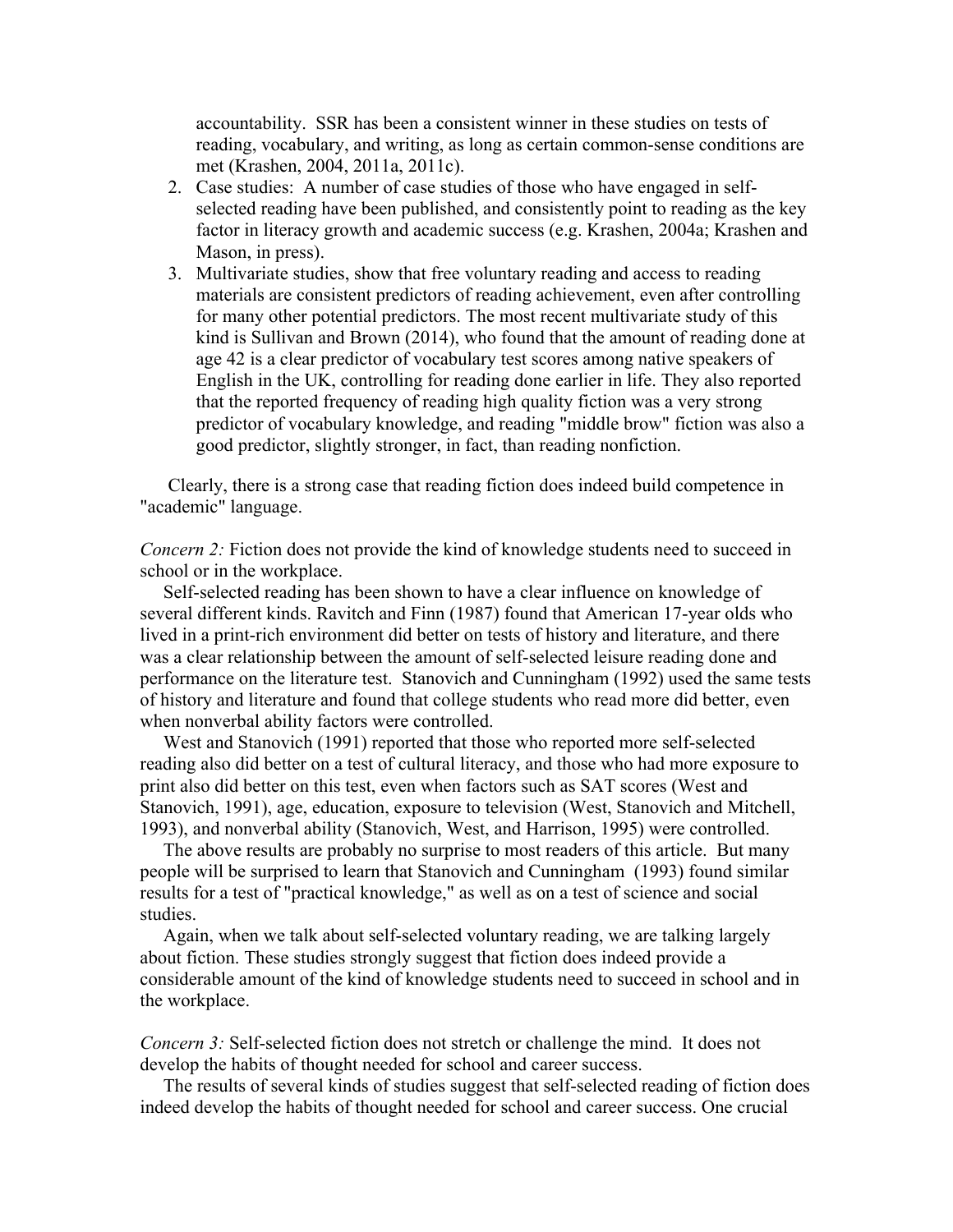accountability. SSR has been a consistent winner in these studies on tests of reading, vocabulary, and writing, as long as certain common-sense conditions are met (Krashen, 2004, 2011a, 2011c).

2. Case studies: A number of case studies of those who have engaged in self-selected reading have been published, and consistently point to reading as the key factor in literacy growth and academic success (e.g. Krashen, 2004a; Krashen and Mason, in press).
3. Multivariate studies, show that free voluntary reading and access to reading materials are consistent predictors of reading achievement, even after controlling for many other potential predictors. The most recent multivariate study of this kind is Sullivan and Brown (2014), who found that the amount of reading done at age 42 is a clear predictor of vocabulary test scores among native speakers of English in the UK, controlling for reading done earlier in life. They also reported that the reported frequency of reading high quality fiction was a very strong predictor of vocabulary knowledge, and reading "middle brow" fiction was also a good predictor, slightly stronger, in fact, than reading nonfiction.

Clearly, there is a strong case that reading fiction does indeed build competence in "academic" language.

*Concern 2:* Fiction does not provide the kind of knowledge students need to succeed in school or in the workplace.

Self-selected reading has been shown to have a clear influence on knowledge of several different kinds. Ravitch and Finn (1987) found that American 17-year olds who lived in a print-rich environment did better on tests of history and literature, and there was a clear relationship between the amount of self-selected leisure reading done and performance on the literature test. Stanovich and Cunningham (1992) used the same tests of history and literature and found that college students who read more did better, even when nonverbal ability factors were controlled.

West and Stanovich (1991) reported that those who reported more self-selected reading also did better on a test of cultural literacy, and those who had more exposure to print also did better on this test, even when factors such as SAT scores (West and Stanovich, 1991), age, education, exposure to television (West, Stanovich and Mitchell, 1993), and nonverbal ability (Stanovich, West, and Harrison, 1995) were controlled.

The above results are probably no surprise to most readers of this article. But many people will be surprised to learn that Stanovich and Cunningham (1993) found similar results for a test of "practical knowledge," as well as on a test of science and social studies.

Again, when we talk about self-selected voluntary reading, we are talking largely about fiction. These studies strongly suggest that fiction does indeed provide a considerable amount of the kind of knowledge students need to succeed in school and in the workplace.

*Concern 3:* Self-selected fiction does not stretch or challenge the mind. It does not develop the habits of thought needed for school and career success.

The results of several kinds of studies suggest that self-selected reading of fiction does indeed develop the habits of thought needed for school and career success. One crucial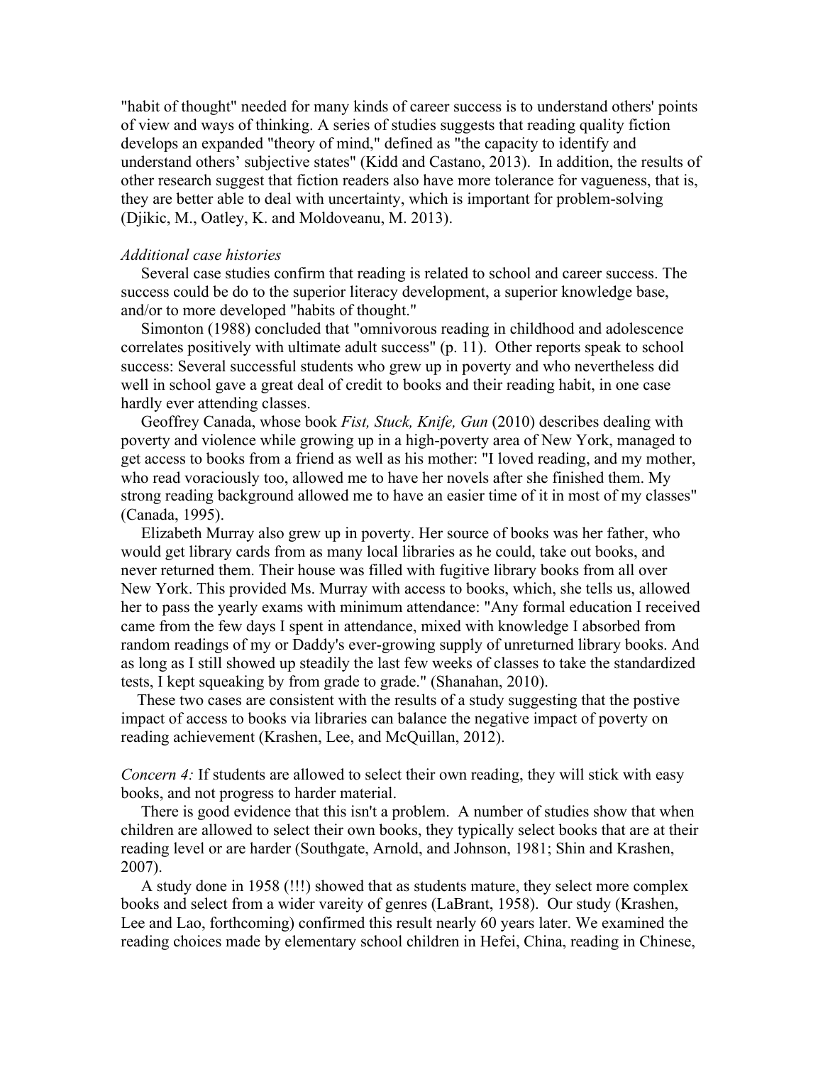"habit of thought" needed for many kinds of career success is to understand others' points of view and ways of thinking. A series of studies suggests that reading quality fiction develops an expanded "theory of mind," defined as "the capacity to identify and understand others' subjective states" (Kidd and Castano, 2013). In addition, the results of other research suggest that fiction readers also have more tolerance for vagueness, that is, they are better able to deal with uncertainty, which is important for problem-solving (Djikic, M., Oatley, K. and Moldoveanu, M. 2013).

*Additional case histories*

Several case studies confirm that reading is related to school and career success. The success could be do to the superior literacy development, a superior knowledge base, and/or to more developed "habits of thought."

Simonton (1988) concluded that "omnivorous reading in childhood and adolescence correlates positively with ultimate adult success" (p. 11). Other reports speak to school success: Several successful students who grew up in poverty and who nevertheless did well in school gave a great deal of credit to books and their reading habit, in one case hardly ever attending classes.

Geoffrey Canada, whose book *Fist, Stuck, Knife, Gun* (2010) describes dealing with poverty and violence while growing up in a high-poverty area of New York, managed to get access to books from a friend as well as his mother: "I loved reading, and my mother, who read voraciously too, allowed me to have her novels after she finished them. My strong reading background allowed me to have an easier time of it in most of my classes" (Canada, 1995).

Elizabeth Murray also grew up in poverty. Her source of books was her father, who would get library cards from as many local libraries as he could, take out books, and never returned them. Their house was filled with fugitive library books from all over New York. This provided Ms. Murray with access to books, which, she tells us, allowed her to pass the yearly exams with minimum attendance: "Any formal education I received came from the few days I spent in attendance, mixed with knowledge I absorbed from random readings of my or Daddy's ever-growing supply of unreturned library books. And as long as I still showed up steadily the last few weeks of classes to take the standardized tests, I kept squeaking by from grade to grade." (Shanahan, 2010).

These two cases are consistent with the results of a study suggesting that the postive impact of access to books via libraries can balance the negative impact of poverty on reading achievement (Krashen, Lee, and McQuillan, 2012).

*Concern 4:* If students are allowed to select their own reading, they will stick with easy books, and not progress to harder material.

There is good evidence that this isn't a problem. A number of studies show that when children are allowed to select their own books, they typically select books that are at their reading level or are harder (Southgate, Arnold, and Johnson, 1981; Shin and Krashen, 2007).

A study done in 1958 (!!!) showed that as students mature, they select more complex books and select from a wider vareity of genres (LaBrant, 1958). Our study (Krashen, Lee and Lao, forthcoming) confirmed this result nearly 60 years later. We examined the reading choices made by elementary school children in Hefei, China, reading in Chinese,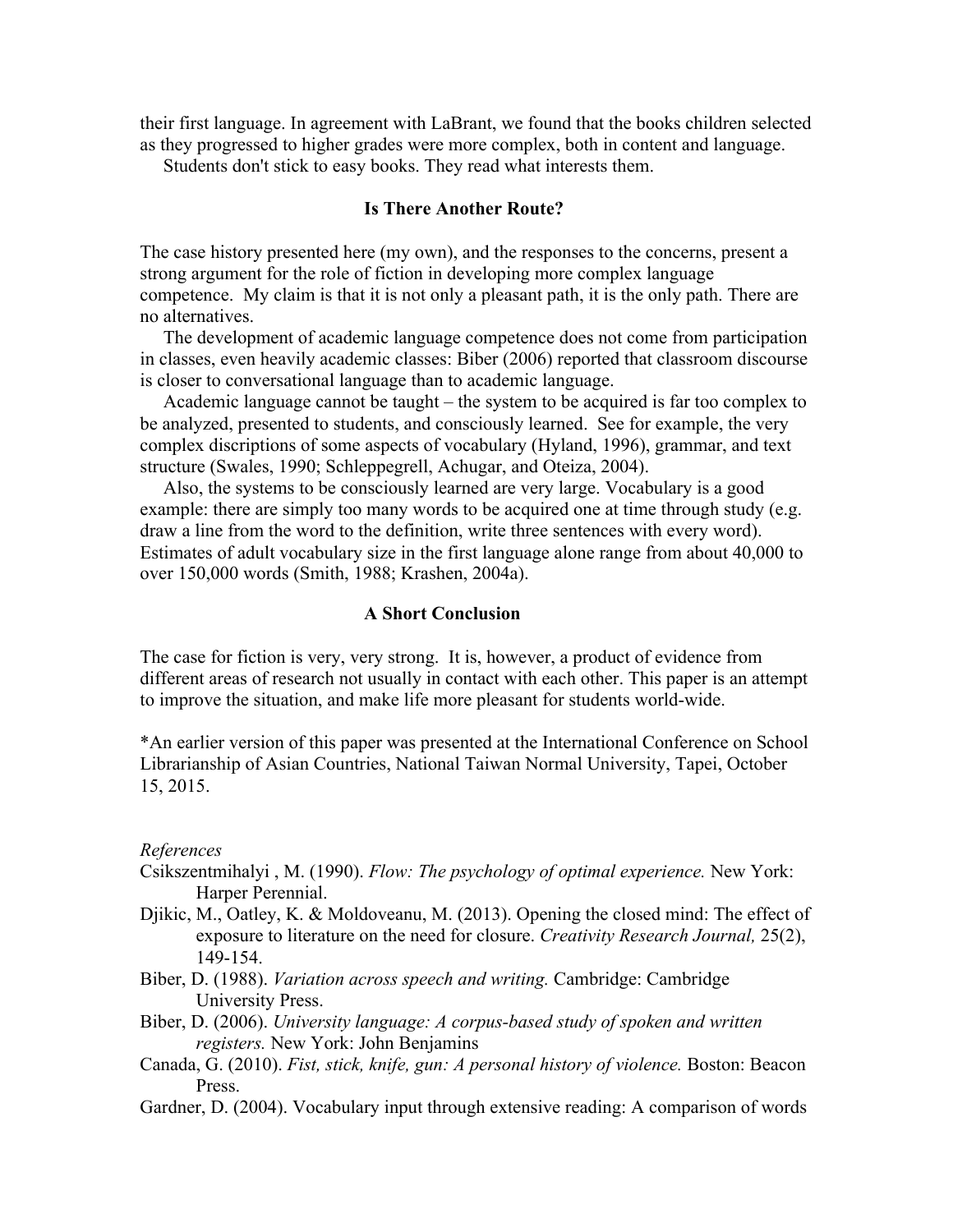their first language. In agreement with LaBrant, we found that the books children selected as they progressed to higher grades were more complex, both in content and language.

Students don't stick to easy books. They read what interests them.

## Is There Another Route?

The case history presented here (my own), and the responses to the concerns, present a strong argument for the role of fiction in developing more complex language competence. My claim is that it is not only a pleasant path, it is the only path. There are no alternatives.

The development of academic language competence does not come from participation in classes, even heavily academic classes: Biber (2006) reported that classroom discourse is closer to conversational language than to academic language.

Academic language cannot be taught – the system to be acquired is far too complex to be analyzed, presented to students, and consciously learned. See for example, the very complex discriptions of some aspects of vocabulary (Hyland, 1996), grammar, and text structure (Swales, 1990; Schleppegrell, Achugar, and Oteiza, 2004).

Also, the systems to be consciously learned are very large. Vocabulary is a good example: there are simply too many words to be acquired one at time through study (e.g. draw a line from the word to the definition, write three sentences with every word). Estimates of adult vocabulary size in the first language alone range from about 40,000 to over 150,000 words (Smith, 1988; Krashen, 2004a).

## A Short Conclusion

The case for fiction is very, very strong. It is, however, a product of evidence from different areas of research not usually in contact with each other. This paper is an attempt to improve the situation, and make life more pleasant for students world-wide.

*An earlier version of this paper was presented at the International Conference on School Librarianship of Asian Countries, National Taiwan Normal University, Tapei, October 15, 2015.

*References*

Csikszentmihalyi , M. (1990). *Flow: The psychology of optimal experience.* New York: Harper Perennial.

Djikic, M., Oatley, K. & Moldoveanu, M. (2013). Opening the closed mind: The effect of exposure to literature on the need for closure. *Creativity Research Journal,* 25(2), 149-154.

Biber, D. (1988). *Variation across speech and writing.* Cambridge: Cambridge University Press.

Biber, D. (2006). *University language: A corpus-based study of spoken and written registers.* New York: John Benjamins

Canada, G. (2010). *Fist, stick, knife, gun: A personal history of violence.* Boston: Beacon Press.

Gardner, D. (2004). Vocabulary input through extensive reading: A comparison of words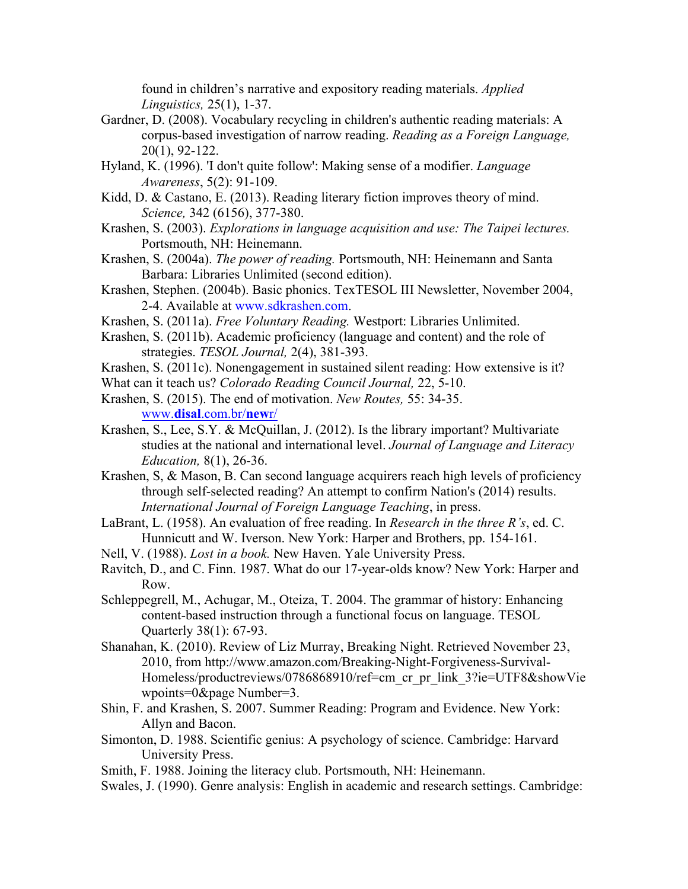found in children's narrative and expository reading materials. *Applied Linguistics,* 25(1), 1-37.

Gardner, D. (2008). Vocabulary recycling in children's authentic reading materials: A corpus-based investigation of narrow reading. *Reading as a Foreign Language,* 20(1), 92-122.

Hyland, K. (1996). 'I don't quite follow': Making sense of a modifier. *Language Awareness*, 5(2): 91-109.

Kidd, D. & Castano, E. (2013). Reading literary fiction improves theory of mind. *Science,* 342 (6156), 377-380.

Krashen, S. (2003). *Explorations in language acquisition and use: The Taipei lectures.* Portsmouth, NH: Heinemann.

Krashen, S. (2004a). *The power of reading.* Portsmouth, NH: Heinemann and Santa Barbara: Libraries Unlimited (second edition).

Krashen, Stephen. (2004b). Basic phonics. TexTESOL III Newsletter, November 2004, 2-4. Available at www.sdkrashen.com.

Krashen, S. (2011a). *Free Voluntary Reading.* Westport: Libraries Unlimited.

Krashen, S. (2011b). Academic proficiency (language and content) and the role of strategies. *TESOL Journal,* 2(4), 381-393.

Krashen, S. (2011c). Nonengagement in sustained silent reading: How extensive is it? What can it teach us? *Colorado Reading Council Journal,* 22, 5-10.

Krashen, S. (2015). The end of motivation. *New Routes,* 55: 34-35. www.**disal**.com.br/**new**r/

Krashen, S., Lee, S.Y. & McQuillan, J. (2012). Is the library important? Multivariate studies at the national and international level. *Journal of Language and Literacy Education,* 8(1), 26-36.

Krashen, S, & Mason, B. Can second language acquirers reach high levels of proficiency through self-selected reading? An attempt to confirm Nation's (2014) results. *International Journal of Foreign Language Teaching*, in press.

LaBrant, L. (1958). An evaluation of free reading. In *Research in the three R's*, ed. C. Hunnicutt and W. Iverson. New York: Harper and Brothers, pp. 154-161.

Nell, V. (1988). *Lost in a book.* New Haven. Yale University Press.

Ravitch, D., and C. Finn. 1987. What do our 17-year-olds know? New York: Harper and Row.

Schleppegrell, M., Achugar, M., Oteiza, T. 2004. The grammar of history: Enhancing content-based instruction through a functional focus on language. TESOL Quarterly 38(1): 67-93.

Shanahan, K. (2010). Review of Liz Murray, Breaking Night. Retrieved November 23, 2010, from http://www.amazon.com/Breaking-Night-Forgiveness-Survival-Homeless/productreviews/0786868910/ref=cm_cr_pr_link_3?ie=UTF8&showViewpoints=0&page Number=3.

Shin, F. and Krashen, S. 2007. Summer Reading: Program and Evidence. New York: Allyn and Bacon.

Simonton, D. 1988. Scientific genius: A psychology of science. Cambridge: Harvard University Press.

Smith, F. 1988. Joining the literacy club. Portsmouth, NH: Heinemann.

Swales, J. (1990). Genre analysis: English in academic and research settings. Cambridge: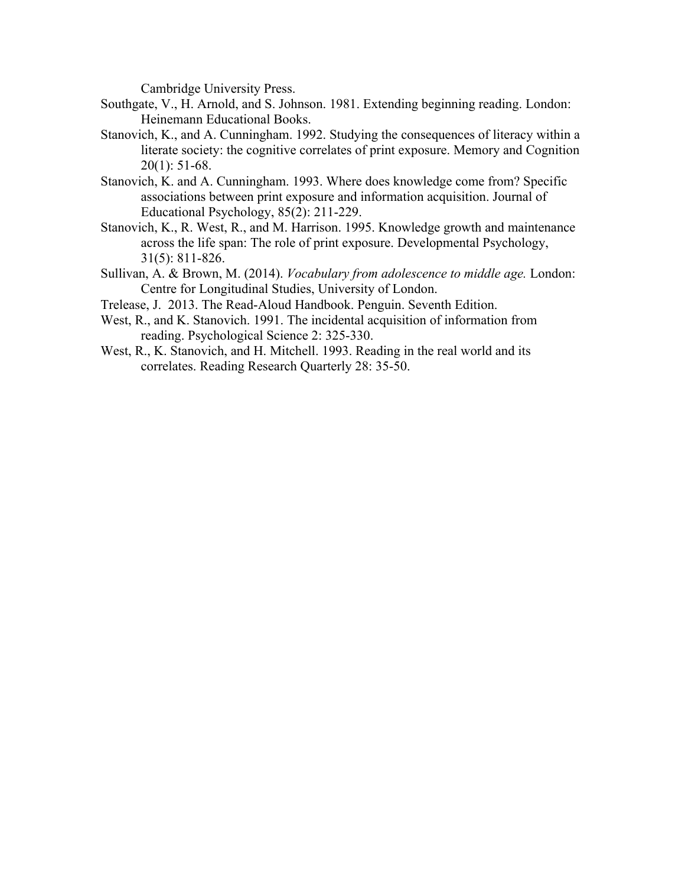Cambridge University Press.

Southgate, V., H. Arnold, and S. Johnson. 1981. Extending beginning reading. London: Heinemann Educational Books.

Stanovich, K., and A. Cunningham. 1992. Studying the consequences of literacy within a literate society: the cognitive correlates of print exposure. Memory and Cognition 20(1): 51-68.

Stanovich, K. and A. Cunningham. 1993. Where does knowledge come from? Specific associations between print exposure and information acquisition. Journal of Educational Psychology, 85(2): 211-229.

Stanovich, K., R. West, R., and M. Harrison. 1995. Knowledge growth and maintenance across the life span: The role of print exposure. Developmental Psychology, 31(5): 811-826.

Sullivan, A. & Brown, M. (2014). *Vocabulary from adolescence to middle age.* London: Centre for Longitudinal Studies, University of London.

Trelease, J. 2013. The Read-Aloud Handbook. Penguin. Seventh Edition.

West, R., and K. Stanovich. 1991. The incidental acquisition of information from reading. Psychological Science 2: 325-330.

West, R., K. Stanovich, and H. Mitchell. 1993. Reading in the real world and its correlates. Reading Research Quarterly 28: 35-50.